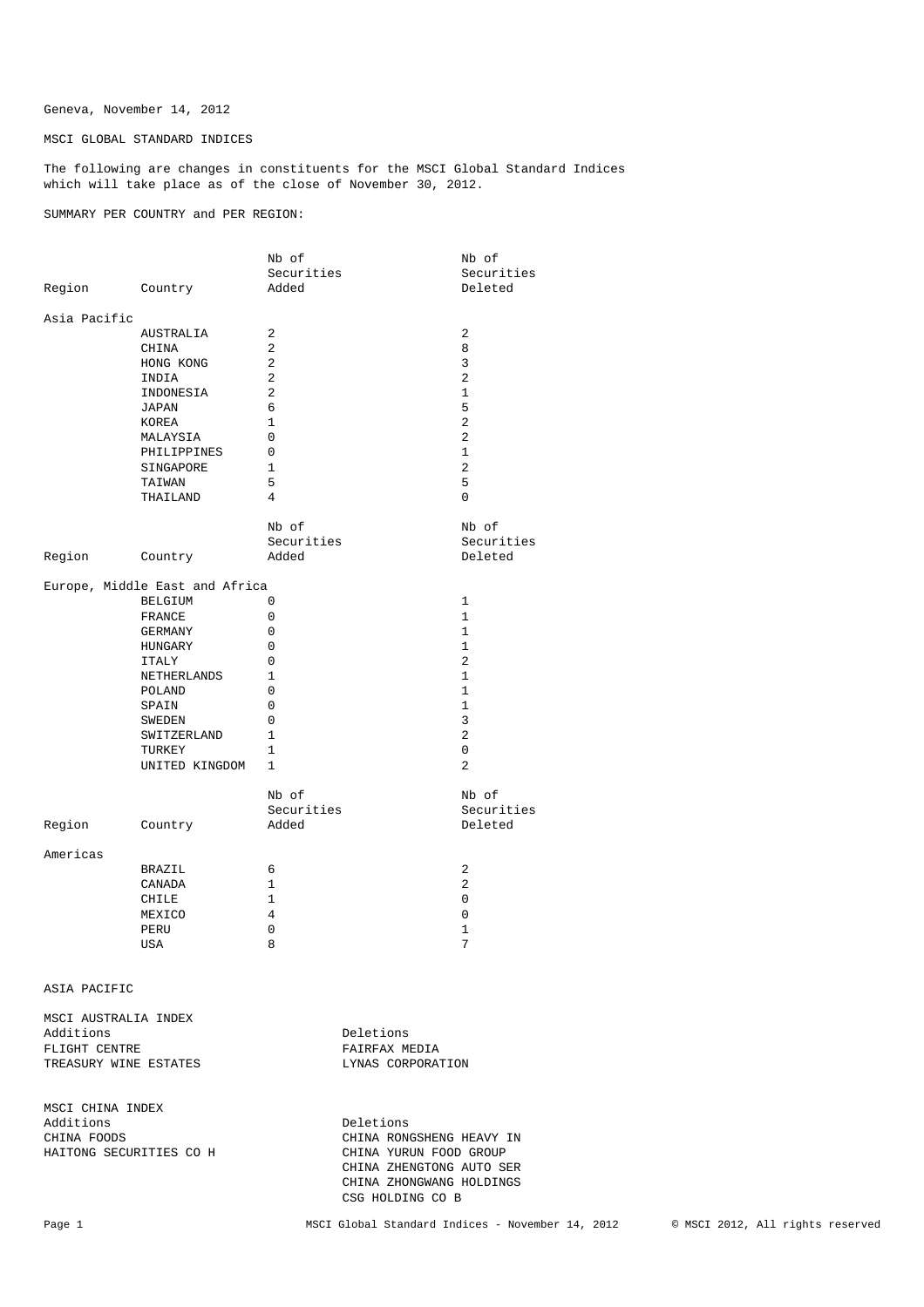Geneva, November 14, 2012

MSCI GLOBAL STANDARD INDICES

The following are changes in constituents for the MSCI Global Standard Indices which will take place as of the close of November 30, 2012.

SUMMARY PER COUNTRY and PER REGION:

| Region | Country | Nb of Securities Added | Nb of Securities Deleted |
|---|---|---|---|
| Asia Pacific | | | |
| | AUSTRALIA | 2 | 2 |
| | CHINA | 2 | 8 |
| | HONG KONG | 2 | 3 |
| | INDIA | 2 | 2 |
| | INDONESIA | 2 | 1 |
| | JAPAN | 6 | 5 |
| | KOREA | 1 | 2 |
| | MALAYSIA | 0 | 2 |
| | PHILIPPINES | 0 | 1 |
| | SINGAPORE | 1 | 2 |
| | TAIWAN | 5 | 5 |
| | THAILAND | 4 | 0 |

| Region | Country | Nb of Securities Added | Nb of Securities Deleted |
|---|---|---|---|
| Europe, Middle East and Africa | | | |
| | BELGIUM | 0 | 1 |
| | FRANCE | 0 | 1 |
| | GERMANY | 0 | 1 |
| | HUNGARY | 0 | 1 |
| | ITALY | 0 | 2 |
| | NETHERLANDS | 1 | 1 |
| | POLAND | 0 | 1 |
| | SPAIN | 0 | 1 |
| | SWEDEN | 0 | 3 |
| | SWITZERLAND | 1 | 2 |
| | TURKEY | 1 | 0 |
| | UNITED KINGDOM | 1 | 2 |

| Region | Country | Nb of Securities Added | Nb of Securities Deleted |
|---|---|---|---|
| Americas | | | |
| | BRAZIL | 6 | 2 |
| | CANADA | 1 | 2 |
| | CHILE | 1 | 0 |
| | MEXICO | 4 | 0 |
| | PERU | 0 | 1 |
| | USA | 8 | 7 |

ASIA PACIFIC

MSCI AUSTRALIA INDEX

| Additions | Deletions |
|---|---|
| FLIGHT CENTRE | FAIRFAX MEDIA |
| TREASURY WINE ESTATES | LYNAS CORPORATION |

MSCI CHINA INDEX

| Additions | Deletions |
|---|---|
| CHINA FOODS | CHINA RONGSHENG HEAVY IN |
| HAITONG SECURITIES CO H | CHINA YURUN FOOD GROUP |
| | CHINA ZHENGTONG AUTO SER |
| | CHINA ZHONGWANG HOLDINGS |
| | CSG HOLDING CO B |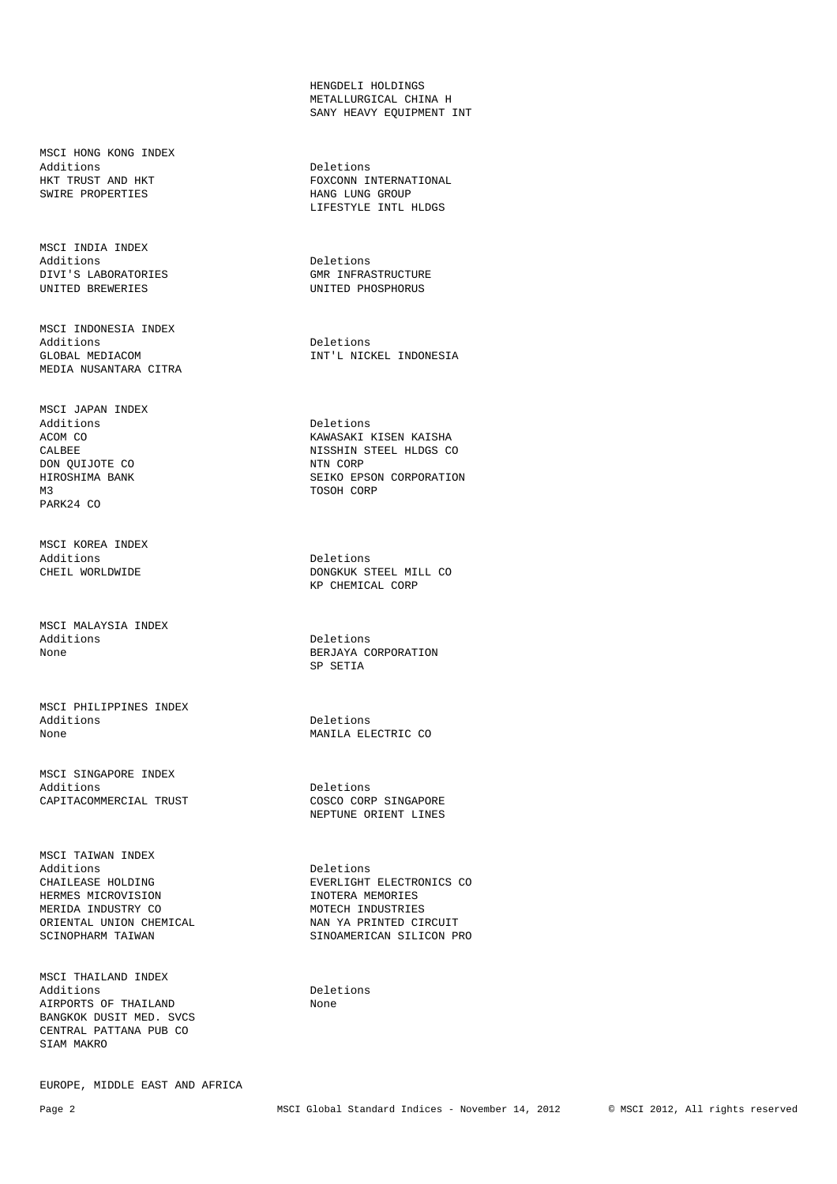HENGDELI HOLDINGS
METALLURGICAL CHINA H
SANY HEAVY EQUIPMENT INT

**MSCI HONG KONG INDEX**

| Additions | Deletions |
|---|---|
| HKT TRUST AND HKT | FOXCONN INTERNATIONAL |
| SWIRE PROPERTIES | HANG LUNG GROUP |
| | LIFESTYLE INTL HLDGS |

**MSCI INDIA INDEX**

| Additions | Deletions |
|---|---|
| DIVI'S LABORATORIES | GMR INFRASTRUCTURE |
| UNITED BREWERIES | UNITED PHOSPHORUS |

**MSCI INDONESIA INDEX**

| Additions | Deletions |
|---|---|
| GLOBAL MEDIACOM | INT'L NICKEL INDONESIA |
| MEDIA NUSANTARA CITRA | |

**MSCI JAPAN INDEX**

| Additions | Deletions |
|---|---|
| ACOM CO | KAWASAKI KISEN KAISHA |
| CALBEE | NISSHIN STEEL HLDGS CO |
| DON QUIJOTE CO | NTN CORP |
| HIROSHIMA BANK | SEIKO EPSON CORPORATION |
| M3 | TOSOH CORP |
| PARK24 CO | |

**MSCI KOREA INDEX**

| Additions | Deletions |
|---|---|
| CHEIL WORLDWIDE | DONGKUK STEEL MILL CO |
| | KP CHEMICAL CORP |

**MSCI MALAYSIA INDEX**

| Additions | Deletions |
|---|---|
| None | BERJAYA CORPORATION |
| | SP SETIA |

**MSCI PHILIPPINES INDEX**

| Additions | Deletions |
|---|---|
| None | MANILA ELECTRIC CO |

**MSCI SINGAPORE INDEX**

| Additions | Deletions |
|---|---|
| CAPITACOMMERCIAL TRUST | COSCO CORP SINGAPORE |
| | NEPTUNE ORIENT LINES |

**MSCI TAIWAN INDEX**

| Additions | Deletions |
|---|---|
| CHAILEASE HOLDING | EVERLIGHT ELECTRONICS CO |
| HERMES MICROVISION | INOTERA MEMORIES |
| MERIDA INDUSTRY CO | MOTECH INDUSTRIES |
| ORIENTAL UNION CHEMICAL | NAN YA PRINTED CIRCUIT |
| SCINOPHARM TAIWAN | SINOAMERICAN SILICON PRO |

**MSCI THAILAND INDEX**

| Additions | Deletions |
|---|---|
| AIRPORTS OF THAILAND | None |
| BANGKOK DUSIT MED. SVCS | |
| CENTRAL PATTANA PUB CO | |
| SIAM MAKRO | |

## EUROPE, MIDDLE EAST AND AFRICA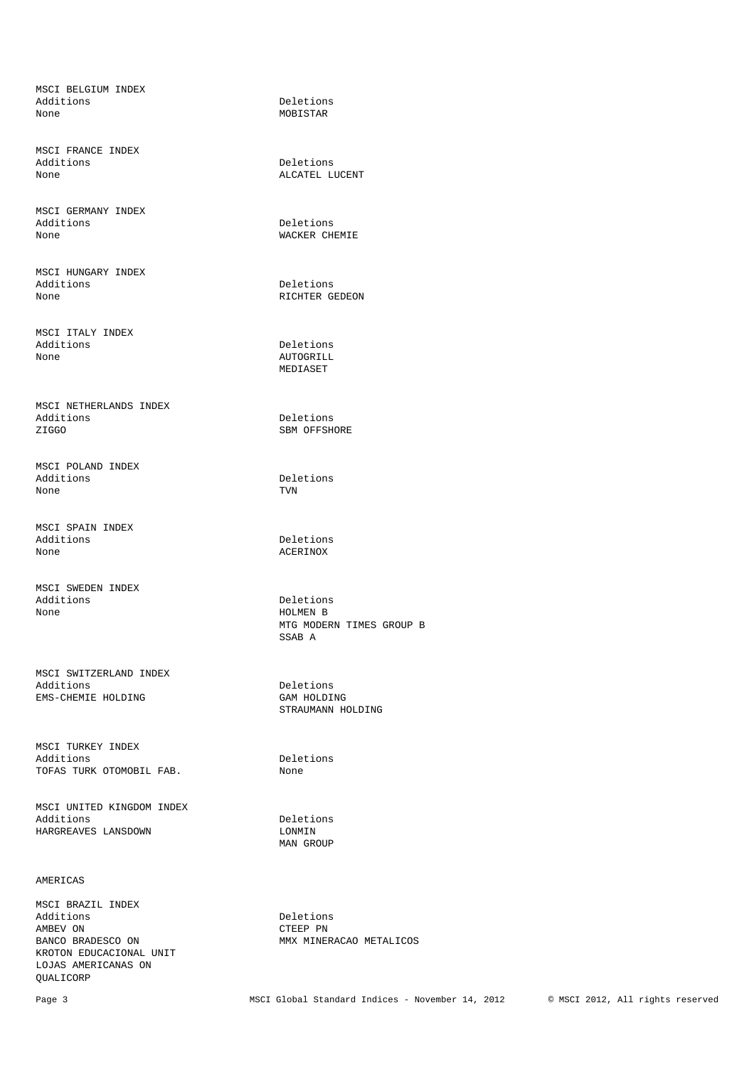MSCI BELGIUM INDEX

| Additions | Deletions |
|---|---|
| None | MOBISTAR |

MSCI FRANCE INDEX

| Additions | Deletions |
|---|---|
| None | ALCATEL LUCENT |

MSCI GERMANY INDEX

| Additions | Deletions |
|---|---|
| None | WACKER CHEMIE |

MSCI HUNGARY INDEX

| Additions | Deletions |
|---|---|
| None | RICHTER GEDEON |

MSCI ITALY INDEX

| Additions | Deletions |
|---|---|
| None | AUTOGRILL |
| | MEDIASET |

MSCI NETHERLANDS INDEX

| Additions | Deletions |
|---|---|
| ZIGGO | SBM OFFSHORE |

MSCI POLAND INDEX

| Additions | Deletions |
|---|---|
| None | TVN |

MSCI SPAIN INDEX

| Additions | Deletions |
|---|---|
| None | ACERINOX |

MSCI SWEDEN INDEX

| Additions | Deletions |
|---|---|
| None | HOLMEN B |
| | MTG MODERN TIMES GROUP B |
| | SSAB A |

MSCI SWITZERLAND INDEX

| Additions | Deletions |
|---|---|
| EMS-CHEMIE HOLDING | GAM HOLDING |
| | STRAUMANN HOLDING |

MSCI TURKEY INDEX

| Additions | Deletions |
|---|---|
| TOFAS TURK OTOMOBIL FAB. | None |

MSCI UNITED KINGDOM INDEX

| Additions | Deletions |
|---|---|
| HARGREAVES LANSDOWN | LONMIN |
| | MAN GROUP |

AMERICAS

MSCI BRAZIL INDEX

| Additions | Deletions |
|---|---|
| AMBEV ON | CTEEP PN |
| BANCO BRADESCO ON | MMX MINERACAO METALICOS |
| KROTON EDUCACIONAL UNIT | |
| LOJAS AMERICANAS ON | |
| QUALICORP | |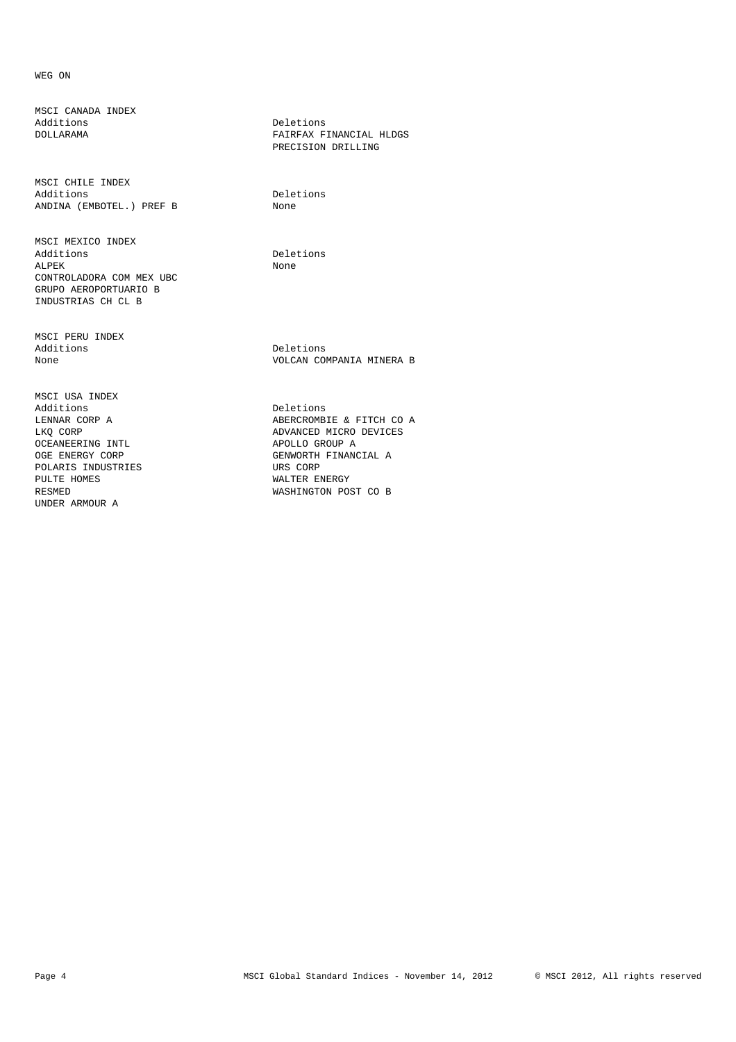WEG ON

MSCI CANADA INDEX

| Additions | Deletions |
|---|---|
| DOLLARAMA | FAIRFAX FINANCIAL HLDGS |
| | PRECISION DRILLING |

MSCI CHILE INDEX

| Additions | Deletions |
|---|---|
| ANDINA (EMBOTEL.) PREF B | None |

MSCI MEXICO INDEX

| Additions | Deletions |
|---|---|
| ALPEK | None |
| CONTROLADORA COM MEX UBC | |
| GRUPO AEROPORTUARIO B | |
| INDUSTRIAS CH CL B | |

MSCI PERU INDEX

| Additions | Deletions |
|---|---|
| None | VOLCAN COMPANIA MINERA B |

MSCI USA INDEX

| Additions | Deletions |
|---|---|
| LENNAR CORP A | ABERCROMBIE & FITCH CO A |
| LKQ CORP | ADVANCED MICRO DEVICES |
| OCEANEERING INTL | APOLLO GROUP A |
| OGE ENERGY CORP | GENWORTH FINANCIAL A |
| POLARIS INDUSTRIES | URS CORP |
| PULTE HOMES | WALTER ENERGY |
| RESMED | WASHINGTON POST CO B |
| UNDER ARMOUR A | |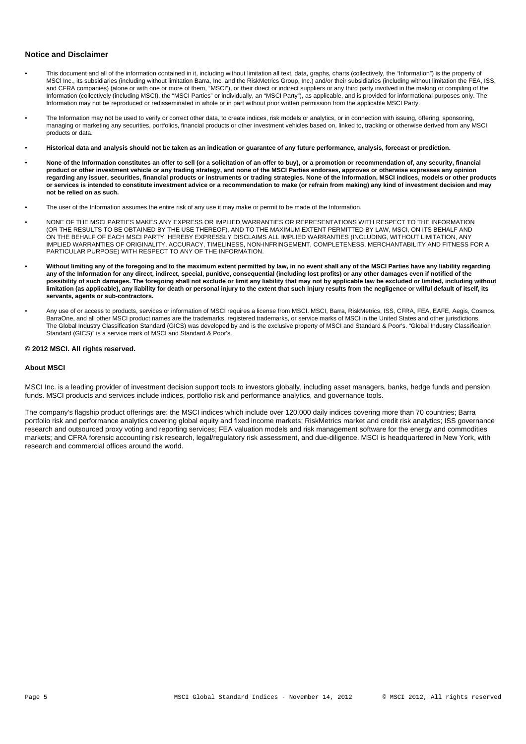## Notice and Disclaimer

- This document and all of the information contained in it, including without limitation all text, data, graphs, charts (collectively, the "Information") is the property of MSCI Inc., its subsidiaries (including without limitation Barra, Inc. and the RiskMetrics Group, Inc.) and/or their subsidiaries (including without limitation the FEA, ISS, and CFRA companies) (alone or with one or more of them, "MSCI"), or their direct or indirect suppliers or any third party involved in the making or compiling of the Information (collectively (including MSCI), the "MSCI Parties" or individually, an "MSCI Party"), as applicable, and is provided for informational purposes only. The Information may not be reproduced or redisseminated in whole or in part without prior written permission from the applicable MSCI Party.
- The Information may not be used to verify or correct other data, to create indices, risk models or analytics, or in connection with issuing, offering, sponsoring, managing or marketing any securities, portfolios, financial products or other investment vehicles based on, linked to, tracking or otherwise derived from any MSCI products or data.
- **Historical data and analysis should not be taken as an indication or guarantee of any future performance, analysis, forecast or prediction.**
- **None of the Information constitutes an offer to sell (or a solicitation of an offer to buy), or a promotion or recommendation of, any security, financial product or other investment vehicle or any trading strategy, and none of the MSCI Parties endorses, approves or otherwise expresses any opinion regarding any issuer, securities, financial products or instruments or trading strategies. None of the Information, MSCI indices, models or other products or services is intended to constitute investment advice or a recommendation to make (or refrain from making) any kind of investment decision and may not be relied on as such.**
- The user of the Information assumes the entire risk of any use it may make or permit to be made of the Information.
- NONE OF THE MSCI PARTIES MAKES ANY EXPRESS OR IMPLIED WARRANTIES OR REPRESENTATIONS WITH RESPECT TO THE INFORMATION (OR THE RESULTS TO BE OBTAINED BY THE USE THEREOF), AND TO THE MAXIMUM EXTENT PERMITTED BY LAW, MSCI, ON ITS BEHALF AND ON THE BEHALF OF EACH MSCI PARTY, HEREBY EXPRESSLY DISCLAIMS ALL IMPLIED WARRANTIES (INCLUDING, WITHOUT LIMITATION, ANY IMPLIED WARRANTIES OF ORIGINALITY, ACCURACY, TIMELINESS, NON-INFRINGEMENT, COMPLETENESS, MERCHANTABILITY AND FITNESS FOR A PARTICULAR PURPOSE) WITH RESPECT TO ANY OF THE INFORMATION.
- **Without limiting any of the foregoing and to the maximum extent permitted by law, in no event shall any of the MSCI Parties have any liability regarding any of the Information for any direct, indirect, special, punitive, consequential (including lost profits) or any other damages even if notified of the possibility of such damages. The foregoing shall not exclude or limit any liability that may not by applicable law be excluded or limited, including without limitation (as applicable), any liability for death or personal injury to the extent that such injury results from the negligence or wilful default of itself, its servants, agents or sub-contractors.**
- Any use of or access to products, services or information of MSCI requires a license from MSCI. MSCI, Barra, RiskMetrics, ISS, CFRA, FEA, EAFE, Aegis, Cosmos, BarraOne, and all other MSCI product names are the trademarks, registered trademarks, or service marks of MSCI in the United States and other jurisdictions. The Global Industry Classification Standard (GICS) was developed by and is the exclusive property of MSCI and Standard & Poor's. "Global Industry Classification Standard (GICS)" is a service mark of MSCI and Standard & Poor's.

**© 2012 MSCI. All rights reserved.**

### About MSCI

MSCI Inc. is a leading provider of investment decision support tools to investors globally, including asset managers, banks, hedge funds and pension funds. MSCI products and services include indices, portfolio risk and performance analytics, and governance tools.

The company's flagship product offerings are: the MSCI indices which include over 120,000 daily indices covering more than 70 countries; Barra portfolio risk and performance analytics covering global equity and fixed income markets; RiskMetrics market and credit risk analytics; ISS governance research and outsourced proxy voting and reporting services; FEA valuation models and risk management software for the energy and commodities markets; and CFRA forensic accounting risk research, legal/regulatory risk assessment, and due-diligence. MSCI is headquartered in New York, with research and commercial offices around the world.